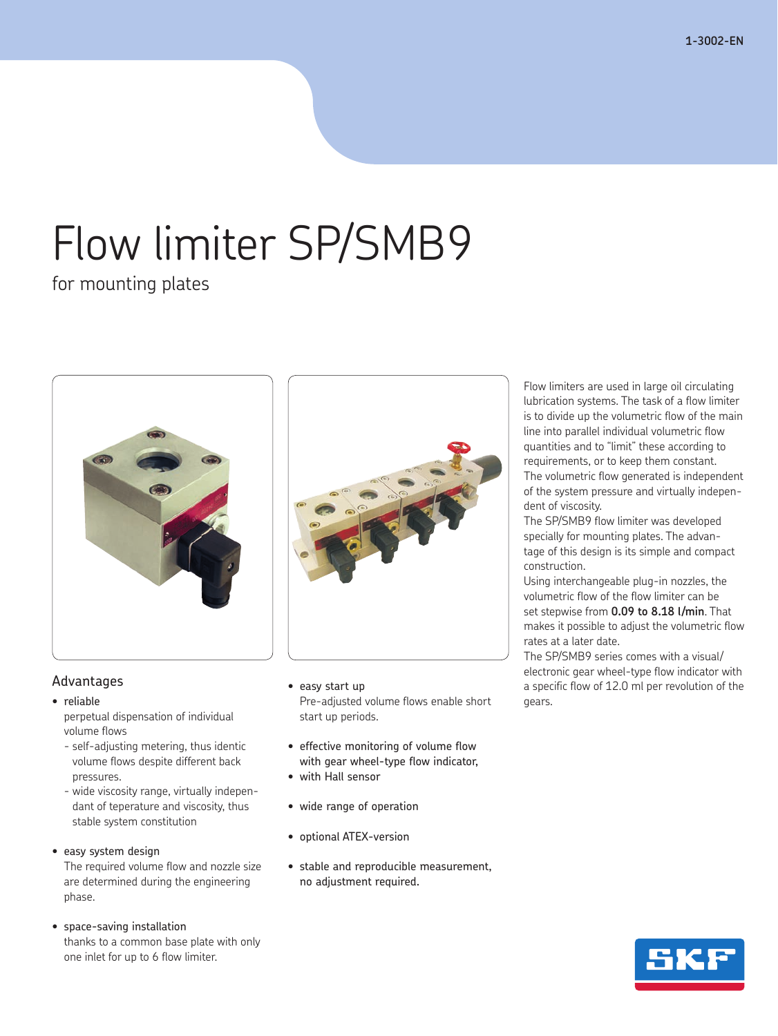1-3002-EN

# Flow limiter SP/SMB9

## for mounting plates

Flow limiters are used in large oil circulating lubrication systems. The task of a flow limiter is to divide up the volumetric flow of the main line into parallel individual volumetric flow quantities and to "limit" these according to requirements, or to keep them constant. The volumetric flow generated is independent of the system pressure and virtually independent of viscosity.

The SP/SMB9 flow limiter was developed specially for mounting plates. The advantage of this design is its simple and compact construction.

Using interchangeable plug-in nozzles, the volumetric flow of the flow limiter can be set stepwise from **0.09 to 8.18 l/min**. That makes it possible to adjust the volumetric flow rates at a later date.

The SP/SMB9 series comes with a visual/electronic gear wheel-type flow indicator with a specific flow of 12.0 ml per revolution of the gears.

### Advantages

- reliable
  perpetual dispensation of individual volume flows
  - self-adjusting metering, thus identic volume flows despite different back pressures.
  - wide viscosity range, virtually independant of teperature and viscosity, thus stable system constitution

- easy system design
  The required volume flow and nozzle size are determined during the engineering phase.

- space-saving installation
  thanks to a common base plate with only one inlet for up to 6 flow limiter.

- easy start up
  Pre-adjusted volume flows enable short start up periods.

- effective monitoring of volume flow with gear wheel-type flow indicator,
- with Hall sensor

- wide range of operation

- optional ATEX-version

- stable and reproducible measurement, no adjustment required.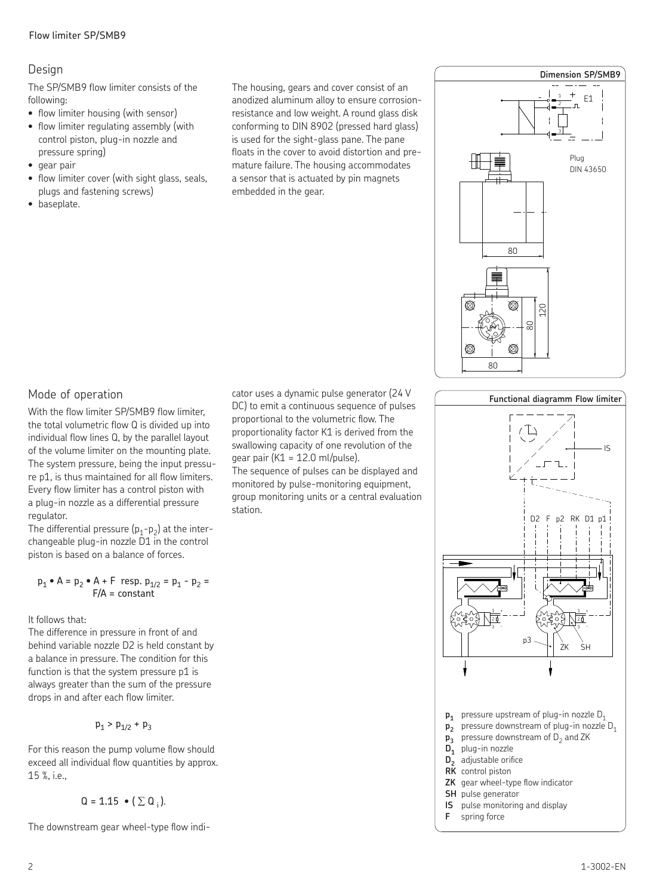## Design

The SP/SMB9 flow limiter consists of the following:

- flow limiter housing (with sensor)
- flow limiter regulating assembly (with control piston, plug-in nozzle and pressure spring)
- gear pair
- flow limiter cover (with sight glass, seals, plugs and fastening screws)
- baseplate.

The housing, gears and cover consist of an anodized aluminum alloy to ensure corrosion-resistance and low weight. A round glass disk conforming to DIN 8902 (pressed hard glass) is used for the sight-glass pane. The pane floats in the cover to avoid distortion and premature failure. The housing accommodates a sensor that is actuated by pin magnets embedded in the gear.

**Dimension SP/SMB9**

Plug DIN 43650

## Mode of operation

With the flow limiter SP/SMB9 flow limiter, the total volumetric flow Q is divided up into individual flow lines Q, by the parallel layout of the volume limiter on the mounting plate. The system pressure, being the input pressure p1, is thus maintained for all flow limiters. Every flow limiter has a control piston with a plug-in nozzle as a differential pressure regulator.

The differential pressure ($p_1$-$p_2$) at the interchangeable plug-in nozzle D1 in the control piston is based on a balance of forces.

$$p_1 \bullet A = p_2 \bullet A + F \;\; \text{resp.}\; p_{1/2} = p_1 - p_2 = F/A = \text{constant}$$

It follows that:

The difference in pressure in front of and behind variable nozzle D2 is held constant by a balance in pressure. The condition for this function is that the system pressure p1 is always greater than the sum of the pressure drops in and after each flow limiter.

$$p_1 > p_{1/2} + p_3$$

For this reason the pump volume flow should exceed all individual flow quantities by approx. 15 %, i.e.,

$$Q = 1.15 \bullet (\sum Q_i).$$

The downstream gear wheel-type flow indicator uses a dynamic pulse generator (24 V DC) to emit a continuous sequence of pulses proportional to the volumetric flow. The proportionality factor K1 is derived from the swallowing capacity of one revolution of the gear pair (K1 = 12.0 ml/pulse).

The sequence of pulses can be displayed and monitored by pulse-monitoring equipment, group monitoring units or a central evaluation station.

**Functional diagramm Flow limiter**

- $p_1$ pressure upstream of plug-in nozzle $D_1$
- $p_2$ pressure downstream of plug-in nozzle $D_1$
- $p_3$ pressure downstream of $D_2$ and ZK
- $D_1$ plug-in nozzle
- $D_2$ adjustable orifice
- **RK** control piston
- **ZK** gear wheel-type flow indicator
- **SH** pulse generator
- **IS** pulse monitoring and display
- **F** spring force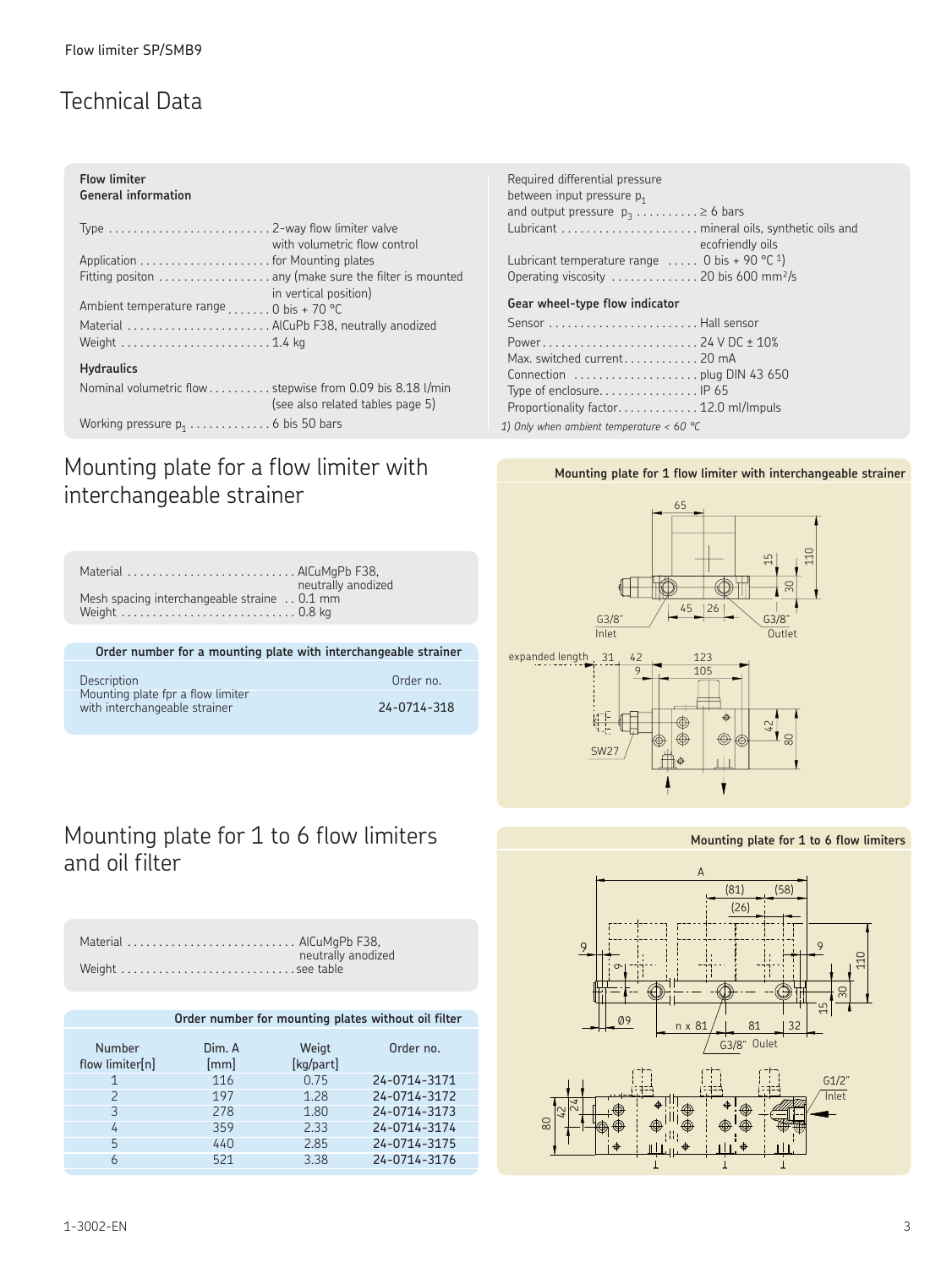# Technical Data

**Flow limiter**
**General information**

Type .......................... 2-way flow limiter valve with volumetric flow control
Application ..................... for Mounting plates
Fitting positon .................. any (make sure the filter is mounted in vertical position)
Ambient temperature range ....... 0 bis + 70 °C
Material ....................... AlCuPb F38, neutrally anodized
Weight ........................ 1.4 kg

**Hydraulics**

Nominal volumetric flow .......... stepwise from 0.09 bis 8.18 l/min (see also related tables page 5)
Working pressure $p_1$ ............. 6 bis 50 bars
Required differential pressure between input pressure $p_1$ and output pressure $p_3$ .......... ≥ 6 bars
Lubricant ...................... mineral oils, synthetic oils and ecofriendly oils
Lubricant temperature range ..... 0 bis + 90 °C [1])
Operating viscosity .............. 20 bis 600 mm²/s

**Gear wheel-type flow indicator**

Sensor ........................ Hall sensor
Power ......................... 24 V DC ± 10%
Max. switched current ............ 20 mA
Connection .................... plug DIN 43 650
Type of enclosure ................ IP 65
Proportionality factor ............ 12.0 ml/Impuls

*1) Only when ambient temperature < 60 °C*

## Mounting plate for a flow limiter with interchangeable strainer

Material ........................... AlCuMgPb F38, neutrally anodized
Mesh spacing interchangeable straine .. 0.1 mm
Weight ............................ 0.8 kg

**Order number for a mounting plate with interchangeable strainer**

| Description | Order no. |
|---|---|
| Mounting plate fpr a flow limiter with interchangeable strainer | 24-0714-318 |

**Mounting plate for 1 flow limiter with interchangeable strainer**

## Mounting plate for 1 to 6 flow limiters and oil filter

Material ........................... AlCuMgPb F38, neutrally anodized
Weight ............................ see table

**Order number for mounting plates without oil filter**

| Number flow limiter[n] | Dim. A [mm] | Weigt [kg/part] | Order no. |
|---|---|---|---|
| 1 | 116 | 0.75 | 24-0714-3171 |
| 2 | 197 | 1.28 | 24-0714-3172 |
| 3 | 278 | 1.80 | 24-0714-3173 |
| 4 | 359 | 2.33 | 24-0714-3174 |
| 5 | 440 | 2.85 | 24-0714-3175 |
| 6 | 521 | 3.38 | 24-0714-3176 |

**Mounting plate for 1 to 6 flow limiters**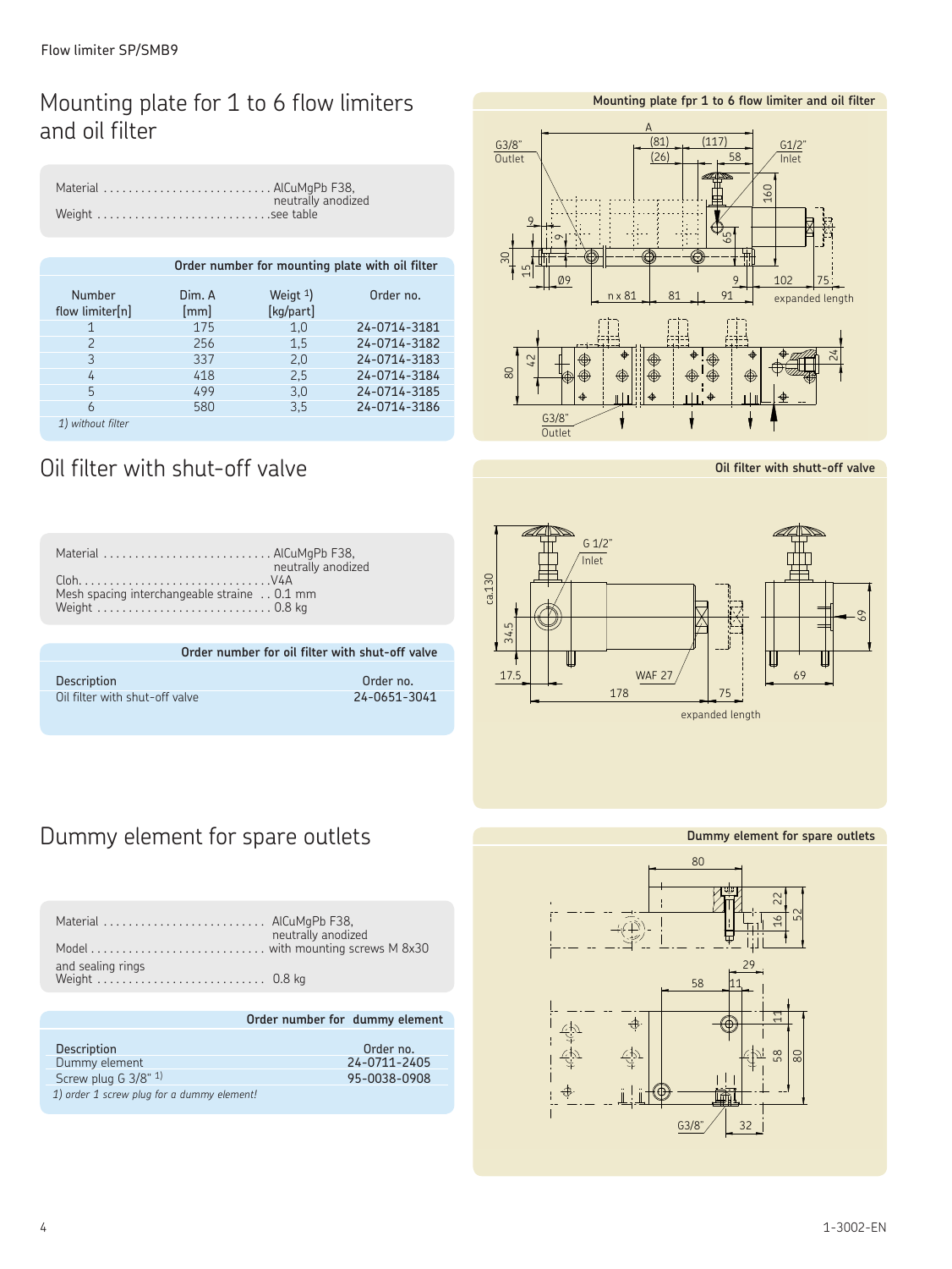# Mounting plate for 1 to 6 flow limiters and oil filter

Material ............................ AlCuMgPb F38, neutrally anodized
Weight ............................ see table

| Order number for mounting plate with oil filter | | | |
|---|---|---|---|
| Number flow limiter[n] | Dim. A [mm] | Weigt 1) [kg/part] | Order no. |
| 1 | 175 | 1,0 | 24-0714-3181 |
| 2 | 256 | 1,5 | 24-0714-3182 |
| 3 | 337 | 2,0 | 24-0714-3183 |
| 4 | 418 | 2,5 | 24-0714-3184 |
| 5 | 499 | 3,0 | 24-0714-3185 |
| 6 | 580 | 3,5 | 24-0714-3186 |

*1) without filter*

**Mounting plate fpr 1 to 6 flow limiter and oil filter**

# Oil filter with shut-off valve

Material ............................ AlCuMgPb F38, neutrally anodized
Cloh............................... V4A
Mesh spacing interchangeable straine .. 0.1 mm
Weight ............................ 0.8 kg

| Order number for oil filter with shut-off valve | |
|---|---|
| Description | Order no. |
| Oil filter with shut-off valve | 24-0651-3041 |

**Oil filter with shut-off valve**

# Dummy element for spare outlets

Material ............................ AlCuMgPb F38, neutrally anodized
Model ............................ with mounting screws M 8x30 and sealing rings
Weight ............................ 0.8 kg

| Order number for dummy element | |
|---|---|
| Description | Order no. |
| Dummy element | 24-0711-2405 |
| Screw plug G 3/8" 1) | 95-0038-0908 |

*1) order 1 screw plug for a dummy element!*

**Dummy element for spare outlets**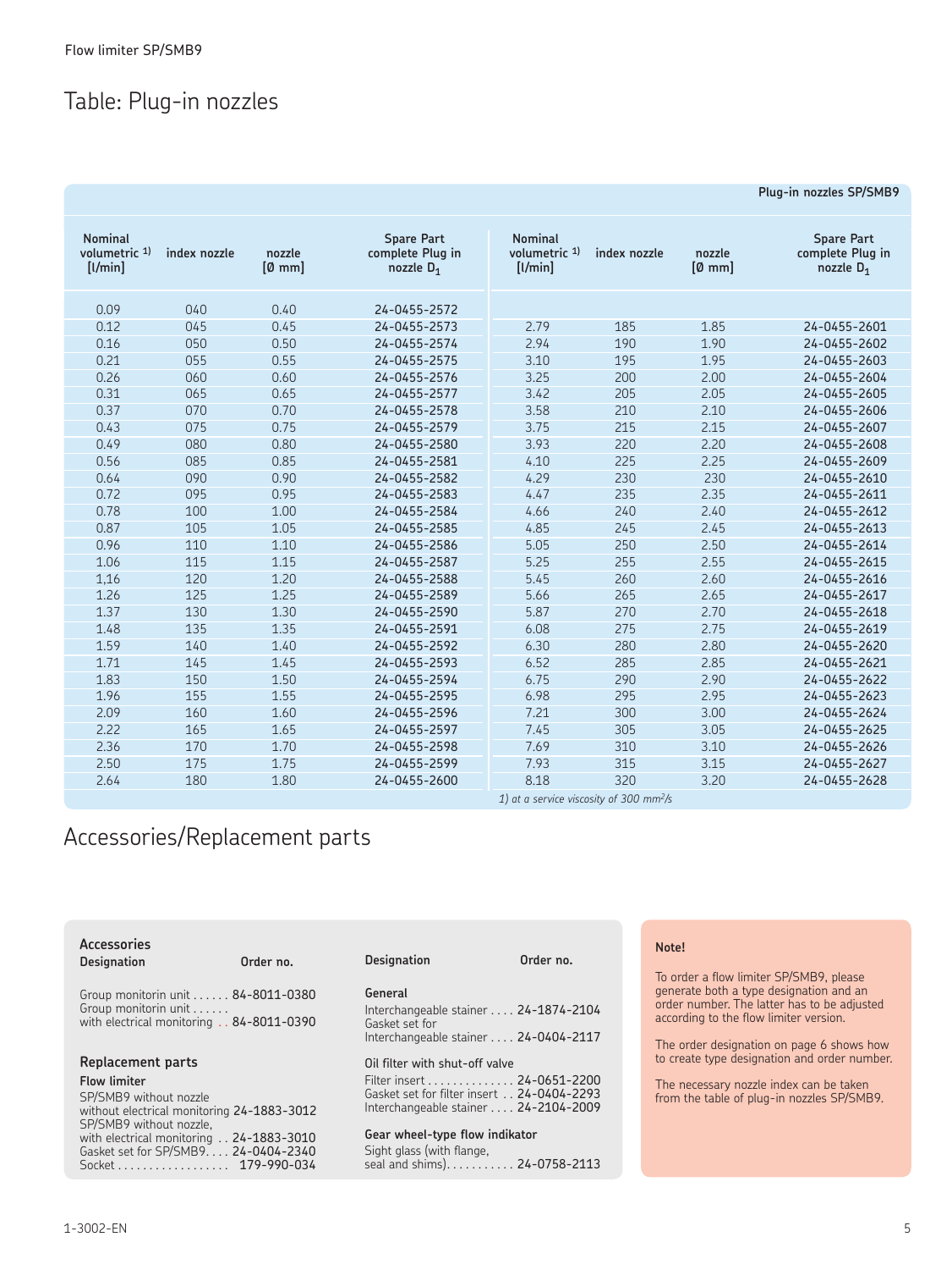# Table: Plug-in nozzles

**Plug-in nozzles SP/SMB9**

| Nominal volumetric 1) [l/min] | index nozzle | nozzle [Ø mm] | Spare Part complete Plug in nozzle $D_1$ | Nominal volumetric 1) [l/min] | index nozzle | nozzle [Ø mm] | Spare Part complete Plug in nozzle $D_1$ |
|---|---|---|---|---|---|---|---|
| 0.09 | 040 | 0.40 | 24-0455-2572 | | | | |
| 0.12 | 045 | 0.45 | 24-0455-2573 | 2.79 | 185 | 1.85 | 24-0455-2601 |
| 0.16 | 050 | 0.50 | 24-0455-2574 | 2.94 | 190 | 1.90 | 24-0455-2602 |
| 0.21 | 055 | 0.55 | 24-0455-2575 | 3.10 | 195 | 1.95 | 24-0455-2603 |
| 0.26 | 060 | 0.60 | 24-0455-2576 | 3.25 | 200 | 2.00 | 24-0455-2604 |
| 0.31 | 065 | 0.65 | 24-0455-2577 | 3.42 | 205 | 2.05 | 24-0455-2605 |
| 0.37 | 070 | 0.70 | 24-0455-2578 | 3.58 | 210 | 2.10 | 24-0455-2606 |
| 0.43 | 075 | 0.75 | 24-0455-2579 | 3.75 | 215 | 2.15 | 24-0455-2607 |
| 0.49 | 080 | 0.80 | 24-0455-2580 | 3.93 | 220 | 2.20 | 24-0455-2608 |
| 0.56 | 085 | 0.85 | 24-0455-2581 | 4.10 | 225 | 2.25 | 24-0455-2609 |
| 0.64 | 090 | 0.90 | 24-0455-2582 | 4.29 | 230 | 230 | 24-0455-2610 |
| 0.72 | 095 | 0.95 | 24-0455-2583 | 4.47 | 235 | 2.35 | 24-0455-2611 |
| 0.78 | 100 | 1.00 | 24-0455-2584 | 4.66 | 240 | 2.40 | 24-0455-2612 |
| 0.87 | 105 | 1.05 | 24-0455-2585 | 4.85 | 245 | 2.45 | 24-0455-2613 |
| 0.96 | 110 | 1.10 | 24-0455-2586 | 5.05 | 250 | 2.50 | 24-0455-2614 |
| 1.06 | 115 | 1.15 | 24-0455-2587 | 5.25 | 255 | 2.55 | 24-0455-2615 |
| 1,16 | 120 | 1.20 | 24-0455-2588 | 5.45 | 260 | 2.60 | 24-0455-2616 |
| 1.26 | 125 | 1.25 | 24-0455-2589 | 5.66 | 265 | 2.65 | 24-0455-2617 |
| 1.37 | 130 | 1.30 | 24-0455-2590 | 5.87 | 270 | 2.70 | 24-0455-2618 |
| 1.48 | 135 | 1.35 | 24-0455-2591 | 6.08 | 275 | 2.75 | 24-0455-2619 |
| 1.59 | 140 | 1.40 | 24-0455-2592 | 6.30 | 280 | 2.80 | 24-0455-2620 |
| 1.71 | 145 | 1.45 | 24-0455-2593 | 6.52 | 285 | 2.85 | 24-0455-2621 |
| 1.83 | 150 | 1.50 | 24-0455-2594 | 6.75 | 290 | 2.90 | 24-0455-2622 |
| 1.96 | 155 | 1.55 | 24-0455-2595 | 6.98 | 295 | 2.95 | 24-0455-2623 |
| 2.09 | 160 | 1.60 | 24-0455-2596 | 7.21 | 300 | 3.00 | 24-0455-2624 |
| 2.22 | 165 | 1.65 | 24-0455-2597 | 7.45 | 305 | 3.05 | 24-0455-2625 |
| 2.36 | 170 | 1.70 | 24-0455-2598 | 7.69 | 310 | 3.10 | 24-0455-2626 |
| 2.50 | 175 | 1.75 | 24-0455-2599 | 7.93 | 315 | 3.15 | 24-0455-2627 |
| 2.64 | 180 | 1.80 | 24-0455-2600 | 8.18 | 320 | 3.20 | 24-0455-2628 |

*1) at a service viscosity of 300 $mm^2/s$*

# Accessories/Replacement parts

## Accessories

| Designation | Order no. |
|---|---|
| Group monitorin unit | 84-8011-0380 |
| Group monitorin unit with electrical monitoring | 84-8011-0390 |

## Replacement parts

**Flow limiter**

| Designation | Order no. |
|---|---|
| SP/SMB9 without nozzle without electrical monitoring | 24-1883-3012 |
| SP/SMB9 without nozzle, with electrical monitoring | 24-1883-3010 |
| Gasket set for SP/SMB9 | 24-0404-2340 |
| Socket | 179-990-034 |

| Designation | Order no. |
|---|---|
| **General** | |
| Interchangeable stainer | 24-1874-2104 |
| Gasket set for Interchangeable stainer | 24-0404-2117 |
| **Oil filter with shut-off valve** | |
| Filter insert | 24-0651-2200 |
| Gasket set for filter insert | 24-0404-2293 |
| Interchangeable stainer | 24-2104-2009 |
| **Gear wheel-type flow indikator** | |
| Sight glass (with flange, seal and shims) | 24-0758-2113 |

**Note!**

To order a flow limiter SP/SMB9, please generate both a type designation and an order number. The latter has to be adjusted according to the flow limiter version.

The order designation on page 6 shows how to create type designation and order number.

The necessary nozzle index can be taken from the table of plug-in nozzles SP/SMB9.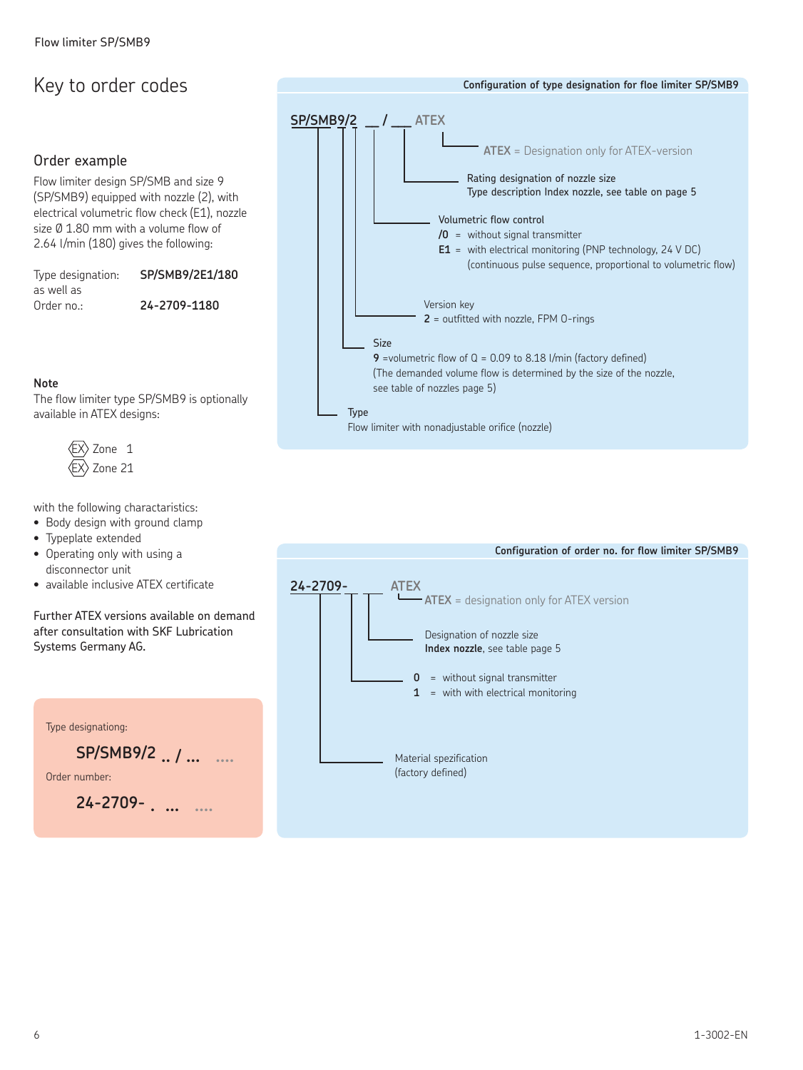# Key to order codes

## Order example

Flow limiter design SP/SMB and size 9 (SP/SMB9) equipped with nozzle (2), with electrical volumetric flow check (E1), nozzle size Ø 1.80 mm with a volume flow of 2.64 l/min (180) gives the following:

Type designation: **SP/SMB9/2E1/180**
as well as
Order no.: **24-2709-1180**

**Note**

The flow limiter type SP/SMB9 is optionally available in ATEX designs:

Ex Zone 1
Ex Zone 21

with the following charactaristics:

- Body design with ground clamp
- Typeplate extended
- Operating only with using a disconnector unit
- available inclusive ATEX certificate

Further ATEX versions available on demand after consultation with SKF Lubrication Systems Germany AG.

Type designationg:

**SP/SMB9/2 .. / ... ....**

Order number:

**24-2709- . ... ....**

**Configuration of type designation for floe limiter SP/SMB9**

**SP/SMB9/2 __ / ___ ATEX**

- **ATEX** = Designation only for ATEX-version
- Rating designation of nozzle size
  Type description Index nozzle, see table on page 5
- Volumetric flow control
  **/0** = without signal transmitter
  **E1** = with electrical monitoring (PNP technology, 24 V DC) (continuous pulse sequence, proportional to volumetric flow)
- Version key
  **2** = outfitted with nozzle, FPM O-rings
- Size
  **9** =volumetric flow of Q = 0.09 to 8.18 l/min (factory defined)
  (The demanded volume flow is determined by the size of the nozzle, see table of nozzles page 5)
- Type
  Flow limiter with nonadjustable orifice (nozzle)

**Configuration of order no. for flow limiter SP/SMB9**

**24-2709- _ ___ ATEX**

- **ATEX** = designation only for ATEX version
- Designation of nozzle size
  **Index nozzle**, see table page 5
- **0** = without signal transmitter
  **1** = with with electrical monitoring
- Material spezification
  (factory defined)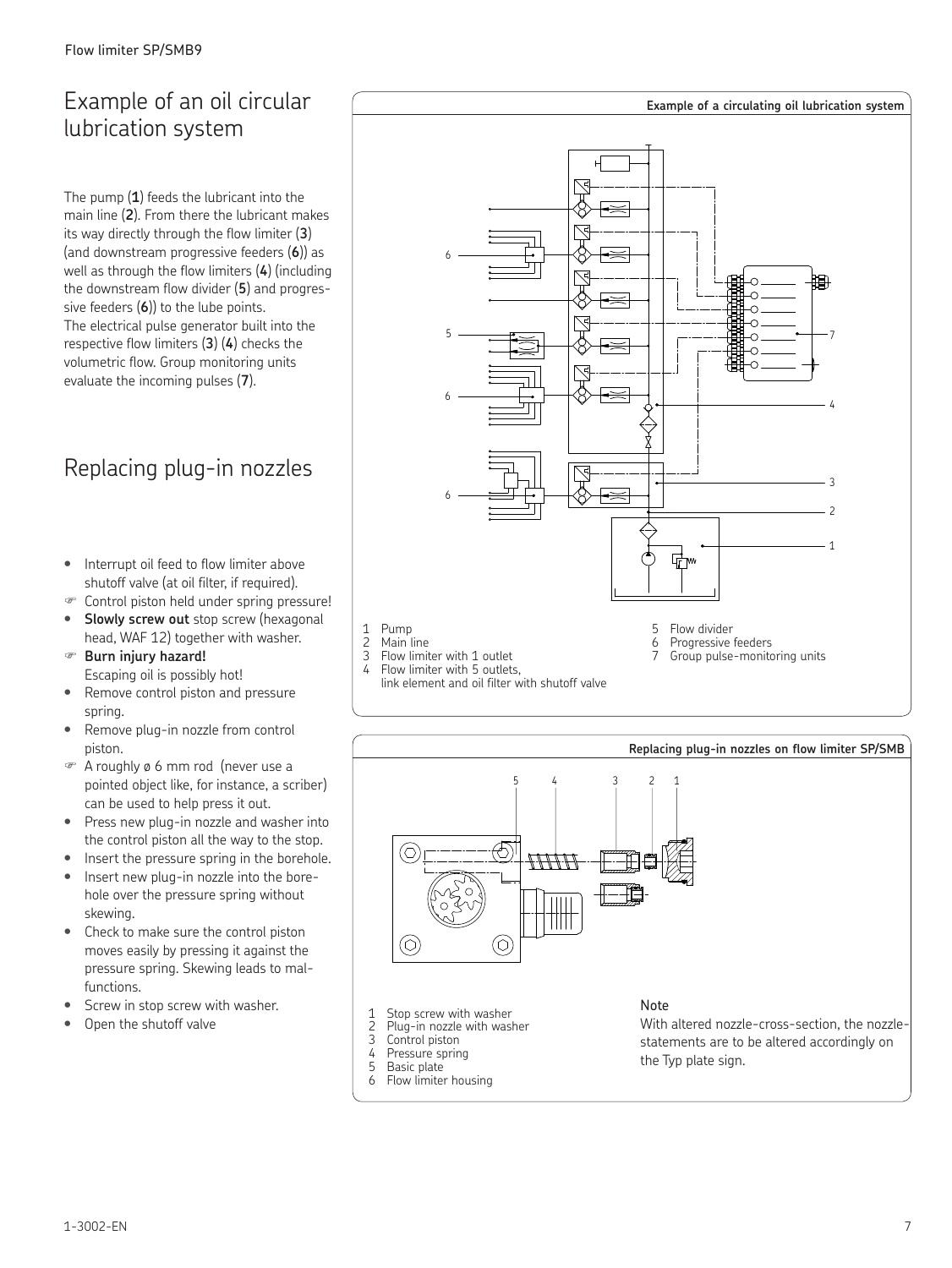# Example of an oil circular lubrication system

The pump (**1**) feeds the lubricant into the main line (**2**). From there the lubricant makes its way directly through the flow limiter (**3**) (and downstream progressive feeders (**6**)) as well as through the flow limiters (**4**) (including the downstream flow divider (**5**) and progressive feeders (**6**)) to the lube points. The electrical pulse generator built into the respective flow limiters (**3**) (**4**) checks the volumetric flow. Group monitoring units evaluate the incoming pulses (**7**).

**Example of a circulating oil lubrication system**

1 Pump
2 Main line
3 Flow limiter with 1 outlet
4 Flow limiter with 5 outlets, link element and oil filter with shutoff valve
5 Flow divider
6 Progressive feeders
7 Group pulse-monitoring units

# Replacing plug-in nozzles

- Interrupt oil feed to flow limiter above shutoff valve (at oil filter, if required).
- ☞ Control piston held under spring pressure!
- **Slowly screw out** stop screw (hexagonal head, WAF 12) together with washer.
- ☞ **Burn injury hazard!** Escaping oil is possibly hot!
- Remove control piston and pressure spring.
- Remove plug-in nozzle from control piston.
- ☞ A roughly ø 6 mm rod (never use a pointed object like, for instance, a scriber) can be used to help press it out.
- Press new plug-in nozzle and washer into the control piston all the way to the stop.
- Insert the pressure spring in the borehole.
- Insert new plug-in nozzle into the borehole over the pressure spring without skewing.
- Check to make sure the control piston moves easily by pressing it against the pressure spring. Skewing leads to malfunctions.
- Screw in stop screw with washer.
- Open the shutoff valve

**Replacing plug-in nozzles on flow limiter SP/SMB**

1 Stop screw with washer
2 Plug-in nozzle with washer
3 Control piston
4 Pressure spring
5 Basic plate
6 Flow limiter housing

**Note**

With altered nozzle-cross-section, the nozzle-statements are to be altered accordingly on the Typ plate sign.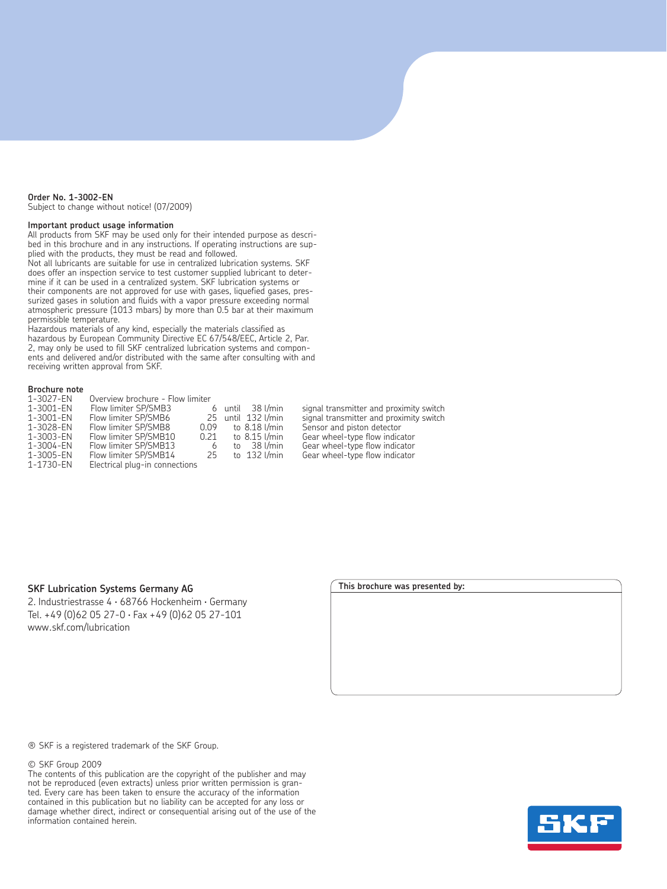**Order No. 1-3002-EN**
Subject to change without notice! (07/2009)

**Important product usage information**
All products from SKF may be used only for their intended purpose as described in this brochure and in any instructions. If operating instructions are supplied with the products, they must be read and followed.
Not all lubricants are suitable for use in centralized lubrication systems. SKF does offer an inspection service to test customer supplied lubricant to determine if it can be used in a centralized system. SKF lubrication systems or their components are not approved for use with gases, liquefied gases, pressurized gases in solution and fluids with a vapor pressure exceeding normal atmospheric pressure (1013 mbars) by more than 0.5 bar at their maximum permissible temperature.
Hazardous materials of any kind, especially the materials classified as hazardous by European Community Directive EC 67/548/EEC, Article 2, Par. 2, may only be used to fill SKF centralized lubrication systems and components and delivered and/or distributed with the same after consulting with and receiving written approval from SKF.

**Brochure note**

| | | | |
|---|---|---|---|
| 1-3027-EN | Overview brochure - Flow limiter | | |
| 1-3001-EN | Flow limiter SP/SMB3 | 6 until 38 l/min | signal transmitter and proximity switch |
| 1-3001-EN | Flow limiter SP/SMB6 | 25 until 132 l/min | signal transmitter and proximity switch |
| 1-3028-EN | Flow limiter SP/SMB8 | 0.09 to 8.18 l/min | Sensor and piston detector |
| 1-3003-EN | Flow limiter SP/SMB10 | 0.21 to 8.15 l/min | Gear wheel-type flow indicator |
| 1-3004-EN | Flow limiter SP/SMB13 | 6 to 38 l/min | Gear wheel-type flow indicator |
| 1-3005-EN | Flow limiter SP/SMB14 | 25 to 132 l/min | Gear wheel-type flow indicator |
| 1-1730-EN | Electrical plug-in connections | | |

**SKF Lubrication Systems Germany AG**
2. Industriestrasse 4 · 68766 Hockenheim · Germany
Tel. +49 (0)62 05 27-0 · Fax +49 (0)62 05 27-101
www.skf.com/lubrication

**This brochure was presented by:**

® SKF is a registered trademark of the SKF Group.

© SKF Group 2009
The contents of this publication are the copyright of the publisher and may not be reproduced (even extracts) unless prior written permission is granted. Every care has been taken to ensure the accuracy of the information contained in this publication but no liability can be accepted for any loss or damage whether direct, indirect or consequential arising out of the use of the information contained herein.